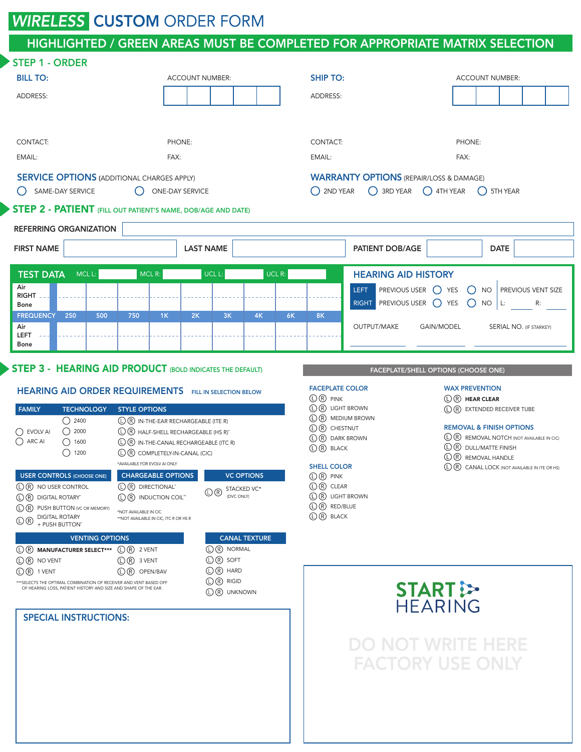# WIRELESS CUSTOM ORDER FORM

**HIGHLIGHTED / GREEN AREAS MUST BE COMPLETED FOR APPROPRIATE MATRIX SELECTION**

## STEP 1 - ORDER

**BILL TO:**

ACCOUNT NUMBER:

ADDRESS:

CONTACT:

PHONE:

EMAIL:

FAX:

**SHIP TO:**

ACCOUNT NUMBER:

ADDRESS:

CONTACT:

PHONE:

EMAIL:

FAX:

**SERVICE OPTIONS** (ADDITIONAL CHARGES APPLY)

- ◯ SAME-DAY SERVICE
- ◯ ONE-DAY SERVICE

**WARRANTY OPTIONS** (REPAIR/LOSS & DAMAGE)

- ◯ 2ND YEAR
- ◯ 3RD YEAR
- ◯ 4TH YEAR
- ◯ 5TH YEAR

## STEP 2 - PATIENT (FILL OUT PATIENT'S NAME, DOB/AGE AND DATE)

REFERRING ORGANIZATION

FIRST NAME | LAST NAME | PATIENT DOB/AGE | DATE

### TEST DATA

MCL L: | MCL R: | UCL L: | UCL R:

| | 250 | 500 | 750 | 1K | 2K | 3K | 4K | 6K | 8K |
|---|---|---|---|---|---|---|---|---|---|
| RIGHT Air | | | | | | | | | |
| RIGHT Bone | | | | | | | | | |
| **FREQUENCY** | 250 | 500 | 750 | 1K | 2K | 3K | 4K | 6K | 8K |
| LEFT Air | | | | | | | | | |
| LEFT Bone | | | | | | | | | |

### HEARING AID HISTORY

| | | | | PREVIOUS VENT SIZE |
|---|---|---|---|---|
| LEFT | PREVIOUS USER | ◯ YES | ◯ NO | L: |
| RIGHT | PREVIOUS USER | ◯ YES | ◯ NO | R: |

OUTPUT/MAKE | GAIN/MODEL | SERIAL NO. (IF STARKEY)

## STEP 3 - HEARING AID PRODUCT (BOLD INDICATES THE DEFAULT)

### HEARING AID ORDER REQUIREMENTS

FILL IN SELECTION BELOW

**FAMILY**

- ◯ EVOLV AI
- ◯ ARC AI

**TECHNOLOGY**

- ◯ 2400
- ◯ 2000
- ◯ 1600
- ◯ 1200

**STYLE OPTIONS**

- Ⓛ Ⓡ IN-THE-EAR RECHARGEABLE (ITE R)
- Ⓛ Ⓡ HALF-SHELL RECHARGEABLE (HS R)*
- Ⓛ Ⓡ IN-THE-CANAL RECHARGEABLE (ITC R)
- Ⓛ Ⓡ COMPLETELY-IN-CANAL (CIC)

*AVAILABLE FOR EVOLV AI ONLY

**USER CONTROLS** (CHOOSE ONE)

- Ⓛ Ⓡ NO USER CONTROL
- Ⓛ Ⓡ DIGITAL ROTARY*
- Ⓛ Ⓡ PUSH BUTTON (VC OR MEMORY)
- Ⓛ Ⓡ DIGITAL ROTARY + PUSH BUTTON*

**CHARGEABLE OPTIONS**

- Ⓛ Ⓡ DIRECTIONAL*
- Ⓛ Ⓡ INDUCTION COIL**

*NOT AVAILABLE IN CIC
**NOT AVAILABLE IN CIC, ITC R OR HS R

**VC OPTIONS**

- Ⓛ Ⓡ STACKED VC* (DVC ONLY)

**VENTING OPTIONS**

- Ⓛ Ⓡ **MANUFACTURER SELECT*****
- Ⓛ Ⓡ NO VENT
- Ⓛ Ⓡ 1 VENT
- Ⓛ Ⓡ 2 VENT
- Ⓛ Ⓡ 3 VENT
- Ⓛ Ⓡ OPEN/BAV

***SELECTS THE OPTIMAL COMBINATION OF RECEIVER AND VENT BASED OFF OF HEARING LOSS, PATIENT HISTORY AND SIZE AND SHAPE OF THE EAR.

**CANAL TEXTURE**

- Ⓛ Ⓡ NORMAL
- Ⓛ Ⓡ SOFT
- Ⓛ Ⓡ HARD
- Ⓛ Ⓡ RIGID
- Ⓛ Ⓡ UNKNOWN

### FACEPLATE/SHELL OPTIONS (CHOOSE ONE)

**FACEPLATE COLOR**

- Ⓛ Ⓡ PINK
- Ⓛ Ⓡ LIGHT BROWN
- Ⓛ Ⓡ MEDIUM BROWN
- Ⓛ Ⓡ CHESTNUT
- Ⓛ Ⓡ DARK BROWN
- Ⓛ Ⓡ BLACK

**SHELL COLOR**

- Ⓛ Ⓡ PINK
- Ⓛ Ⓡ CLEAR
- Ⓛ Ⓡ LIGHT BROWN
- Ⓛ Ⓡ RED/BLUE
- Ⓛ Ⓡ BLACK

**WAX PREVENTION**

- Ⓛ Ⓡ **HEAR CLEAR**
- Ⓛ Ⓡ EXTENDED RECEIVER TUBE

**REMOVAL & FINISH OPTIONS**

- Ⓛ Ⓡ REMOVAL NOTCH (NOT AVAILABLE IN CIC)
- Ⓛ Ⓡ DULL/MATTE FINISH
- Ⓛ Ⓡ REMOVAL HANDLE
- Ⓛ Ⓡ CANAL LOCK (NOT AVAILABLE IN ITE OR HS)

### SPECIAL INSTRUCTIONS:

START HEARING

DO NOT WRITE HERE
FACTORY USE ONLY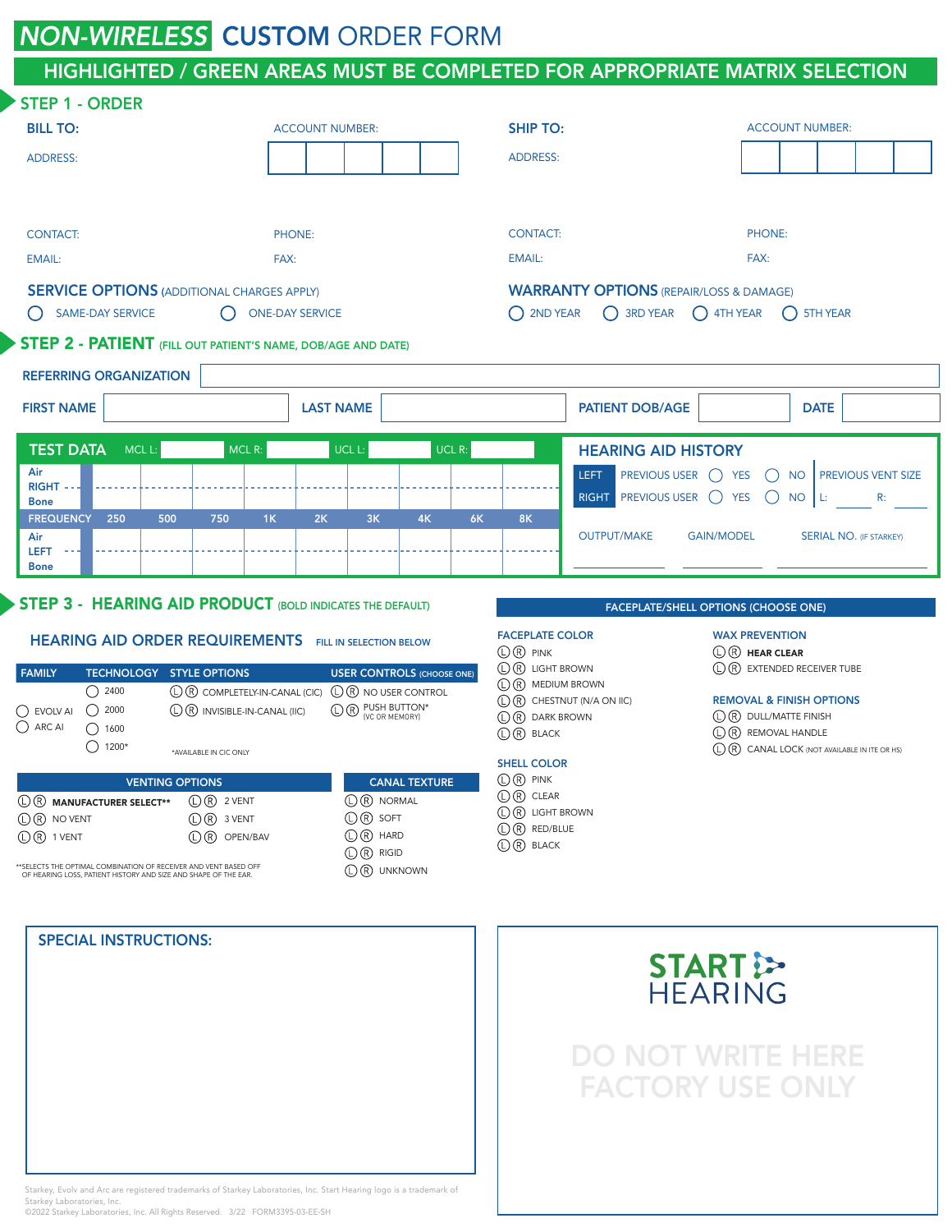# NON-WIRELESS CUSTOM ORDER FORM

## HIGHLIGHTED / GREEN AREAS MUST BE COMPLETED FOR APPROPRIATE MATRIX SELECTION

## STEP 1 - ORDER

**BILL TO:**

ADDRESS:

ACCOUNT NUMBER:

CONTACT:

PHONE:

EMAIL:

FAX:

**SHIP TO:**

ADDRESS:

ACCOUNT NUMBER:

CONTACT:

PHONE:

EMAIL:

FAX:

**SERVICE OPTIONS** (ADDITIONAL CHARGES APPLY)

◯ SAME-DAY SERVICE ◯ ONE-DAY SERVICE

**WARRANTY OPTIONS** (REPAIR/LOSS & DAMAGE)

◯ 2ND YEAR ◯ 3RD YEAR ◯ 4TH YEAR ◯ 5TH YEAR

## STEP 2 - PATIENT (FILL OUT PATIENT'S NAME, DOB/AGE AND DATE)

REFERRING ORGANIZATION

FIRST NAME | LAST NAME | PATIENT DOB/AGE | DATE

### TEST DATA

MCL L: MCL R: UCL L: UCL R:

| | | | | | | | | | |
|---|---|---|---|---|---|---|---|---|---|
| Air RIGHT Bone | | | | | | | | | |
| FREQUENCY | 250 | 500 | 750 | 1K | 2K | 3K | 4K | 6K | 8K |
| Air LEFT Bone | | | | | | | | | |

### HEARING AID HISTORY

LEFT PREVIOUS USER ◯ YES ◯ NO

RIGHT PREVIOUS USER ◯ YES ◯ NO

PREVIOUS VENT SIZE L: R:

OUTPUT/MAKE GAIN/MODEL SERIAL NO. (IF STARKEY)

## STEP 3 - HEARING AID PRODUCT (BOLD INDICATES THE DEFAULT)

### HEARING AID ORDER REQUIREMENTS FILL IN SELECTION BELOW

| FAMILY | TECHNOLOGY | STYLE OPTIONS | USER CONTROLS (CHOOSE ONE) |
|---|---|---|---|
| ◯ EVOLV AI | ◯ 2400 | Ⓛ Ⓡ COMPLETELY-IN-CANAL (CIC) | Ⓛ Ⓡ NO USER CONTROL |
| ◯ ARC AI | ◯ 2000 | Ⓛ Ⓡ INVISIBLE-IN-CANAL (IIC) | Ⓛ Ⓡ PUSH BUTTON* (VC OR MEMORY) |
| | ◯ 1600 | | |
| | ◯ 1200* | | |

*AVAILABLE IN CIC ONLY

| VENTING OPTIONS | | CANAL TEXTURE |
|---|---|---|
| Ⓛ Ⓡ **MANUFACTURER SELECT**\*\* | Ⓛ Ⓡ 2 VENT | Ⓛ Ⓡ NORMAL |
| Ⓛ Ⓡ NO VENT | Ⓛ Ⓡ 3 VENT | Ⓛ Ⓡ SOFT |
| Ⓛ Ⓡ 1 VENT | Ⓛ Ⓡ OPEN/BAV | Ⓛ Ⓡ HARD |
| | | Ⓛ Ⓡ RIGID |
| | | Ⓛ Ⓡ UNKNOWN |

**SELECTS THE OPTIMAL COMBINATION OF RECEIVER AND VENT BASED OFF OF HEARING LOSS, PATIENT HISTORY AND SIZE AND SHAPE OF THE EAR.

### FACEPLATE/SHELL OPTIONS (CHOOSE ONE)

**FACEPLATE COLOR**

- Ⓛ Ⓡ PINK
- Ⓛ Ⓡ LIGHT BROWN
- Ⓛ Ⓡ MEDIUM BROWN
- Ⓛ Ⓡ CHESTNUT (N/A ON IIC)
- Ⓛ Ⓡ DARK BROWN
- Ⓛ Ⓡ BLACK

**SHELL COLOR**

- Ⓛ Ⓡ PINK
- Ⓛ Ⓡ CLEAR
- Ⓛ Ⓡ LIGHT BROWN
- Ⓛ Ⓡ RED/BLUE
- Ⓛ Ⓡ BLACK

**WAX PREVENTION**

- Ⓛ Ⓡ **HEAR CLEAR**
- Ⓛ Ⓡ EXTENDED RECEIVER TUBE

**REMOVAL & FINISH OPTIONS**

- Ⓛ Ⓡ DULL/MATTE FINISH
- Ⓛ Ⓡ REMOVAL HANDLE
- Ⓛ Ⓡ CANAL LOCK (NOT AVAILABLE IN ITE OR HS)

### SPECIAL INSTRUCTIONS:

START HEARING

DO NOT WRITE HERE FACTORY USE ONLY

Starkey, Evolv and Arc are registered trademarks of Starkey Laboratories, Inc. Start Hearing logo is a trademark of Starkey Laboratories, Inc.
©2022 Starkey Laboratories, Inc. All Rights Reserved. 3/22 FORM3395-03-EE-SH